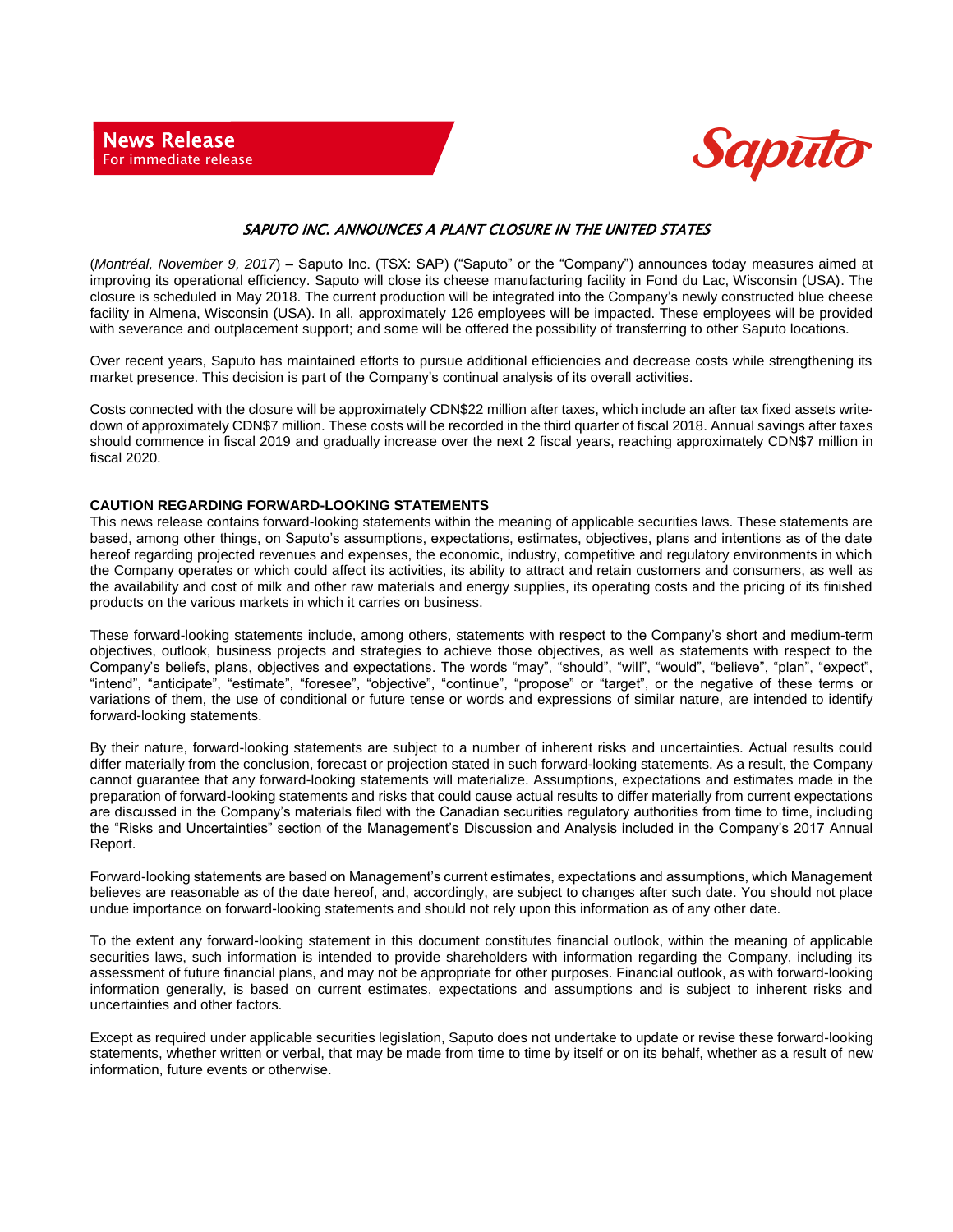**News Release**
For immediate release

Saputo

# *SAPUTO INC. ANNOUNCES A PLANT CLOSURE IN THE UNITED STATES*

(*Montréal, November 9, 2017*) – Saputo Inc. (TSX: SAP) ("Saputo" or the "Company") announces today measures aimed at improving its operational efficiency. Saputo will close its cheese manufacturing facility in Fond du Lac, Wisconsin (USA). The closure is scheduled in May 2018. The current production will be integrated into the Company's newly constructed blue cheese facility in Almena, Wisconsin (USA). In all, approximately 126 employees will be impacted. These employees will be provided with severance and outplacement support; and some will be offered the possibility of transferring to other Saputo locations.

Over recent years, Saputo has maintained efforts to pursue additional efficiencies and decrease costs while strengthening its market presence. This decision is part of the Company's continual analysis of its overall activities.

Costs connected with the closure will be approximately CDN$22 million after taxes, which include an after tax fixed assets write-down of approximately CDN$7 million. These costs will be recorded in the third quarter of fiscal 2018. Annual savings after taxes should commence in fiscal 2019 and gradually increase over the next 2 fiscal years, reaching approximately CDN$7 million in fiscal 2020.

**CAUTION REGARDING FORWARD-LOOKING STATEMENTS**

This news release contains forward-looking statements within the meaning of applicable securities laws. These statements are based, among other things, on Saputo's assumptions, expectations, estimates, objectives, plans and intentions as of the date hereof regarding projected revenues and expenses, the economic, industry, competitive and regulatory environments in which the Company operates or which could affect its activities, its ability to attract and retain customers and consumers, as well as the availability and cost of milk and other raw materials and energy supplies, its operating costs and the pricing of its finished products on the various markets in which it carries on business.

These forward-looking statements include, among others, statements with respect to the Company's short and medium-term objectives, outlook, business projects and strategies to achieve those objectives, as well as statements with respect to the Company's beliefs, plans, objectives and expectations. The words "may", "should", "will", "would", "believe", "plan", "expect", "intend", "anticipate", "estimate", "foresee", "objective", "continue", "propose" or "target", or the negative of these terms or variations of them, the use of conditional or future tense or words and expressions of similar nature, are intended to identify forward-looking statements.

By their nature, forward-looking statements are subject to a number of inherent risks and uncertainties. Actual results could differ materially from the conclusion, forecast or projection stated in such forward-looking statements. As a result, the Company cannot guarantee that any forward-looking statements will materialize. Assumptions, expectations and estimates made in the preparation of forward-looking statements and risks that could cause actual results to differ materially from current expectations are discussed in the Company's materials filed with the Canadian securities regulatory authorities from time to time, including the "Risks and Uncertainties" section of the Management's Discussion and Analysis included in the Company's 2017 Annual Report.

Forward-looking statements are based on Management's current estimates, expectations and assumptions, which Management believes are reasonable as of the date hereof, and, accordingly, are subject to changes after such date. You should not place undue importance on forward-looking statements and should not rely upon this information as of any other date.

To the extent any forward-looking statement in this document constitutes financial outlook, within the meaning of applicable securities laws, such information is intended to provide shareholders with information regarding the Company, including its assessment of future financial plans, and may not be appropriate for other purposes. Financial outlook, as with forward-looking information generally, is based on current estimates, expectations and assumptions and is subject to inherent risks and uncertainties and other factors.

Except as required under applicable securities legislation, Saputo does not undertake to update or revise these forward-looking statements, whether written or verbal, that may be made from time to time by itself or on its behalf, whether as a result of new information, future events or otherwise.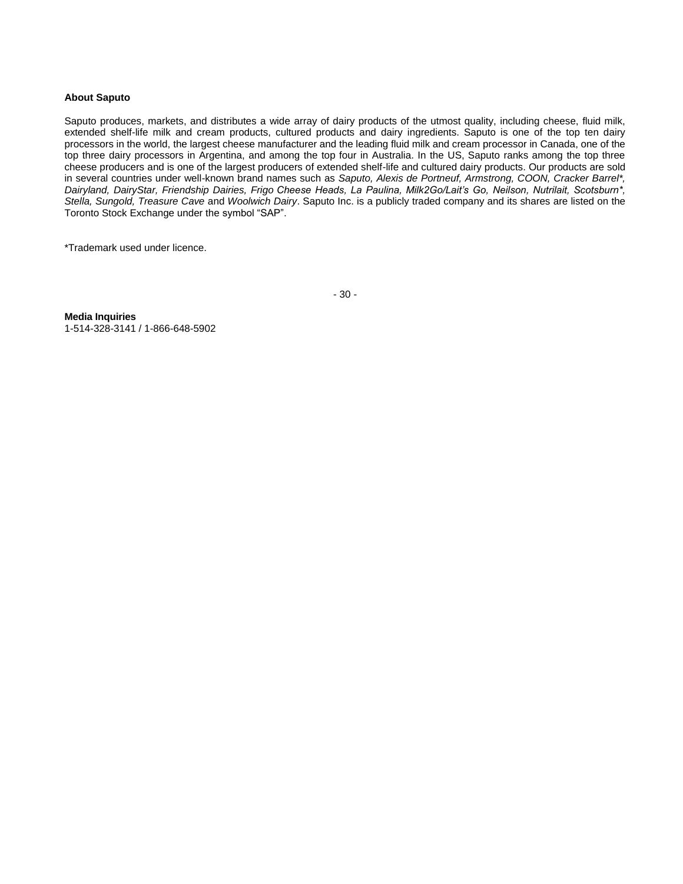**About Saputo**

Saputo produces, markets, and distributes a wide array of dairy products of the utmost quality, including cheese, fluid milk, extended shelf-life milk and cream products, cultured products and dairy ingredients. Saputo is one of the top ten dairy processors in the world, the largest cheese manufacturer and the leading fluid milk and cream processor in Canada, one of the top three dairy processors in Argentina, and among the top four in Australia. In the US, Saputo ranks among the top three cheese producers and is one of the largest producers of extended shelf-life and cultured dairy products. Our products are sold in several countries under well-known brand names such as *Saputo, Alexis de Portneuf, Armstrong, COON, Cracker Barrel*, Dairyland, DairyStar, Friendship Dairies, Frigo Cheese Heads, La Paulina, Milk2Go/Lait's Go, Neilson, Nutrilait, Scotsburn*, Stella, Sungold, Treasure Cave* and *Woolwich Dairy*. Saputo Inc. is a publicly traded company and its shares are listed on the Toronto Stock Exchange under the symbol "SAP".

*Trademark used under licence.

- 30 -

**Media Inquiries**
1-514-328-3141 / 1-866-648-5902